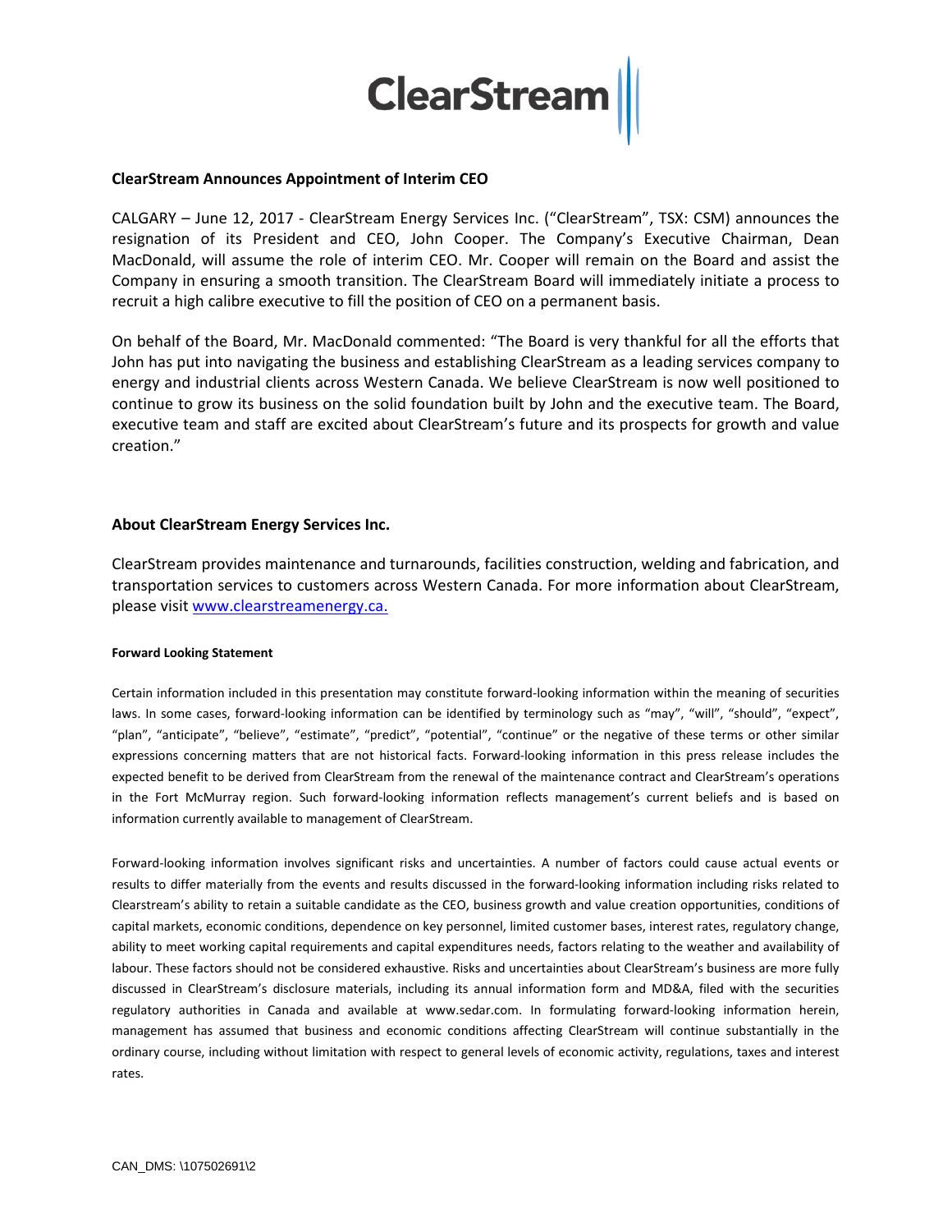# ClearStream

## ClearStream Announces Appointment of Interim CEO

CALGARY – June 12, 2017 - ClearStream Energy Services Inc. ("ClearStream", TSX: CSM) announces the resignation of its President and CEO, John Cooper. The Company's Executive Chairman, Dean MacDonald, will assume the role of interim CEO. Mr. Cooper will remain on the Board and assist the Company in ensuring a smooth transition. The ClearStream Board will immediately initiate a process to recruit a high calibre executive to fill the position of CEO on a permanent basis.

On behalf of the Board, Mr. MacDonald commented: "The Board is very thankful for all the efforts that John has put into navigating the business and establishing ClearStream as a leading services company to energy and industrial clients across Western Canada. We believe ClearStream is now well positioned to continue to grow its business on the solid foundation built by John and the executive team. The Board, executive team and staff are excited about ClearStream's future and its prospects for growth and value creation."

## About ClearStream Energy Services Inc.

ClearStream provides maintenance and turnarounds, facilities construction, welding and fabrication, and transportation services to customers across Western Canada. For more information about ClearStream, please visit [www.clearstreamenergy.ca.](www.clearstreamenergy.ca)

#### Forward Looking Statement

Certain information included in this presentation may constitute forward-looking information within the meaning of securities laws. In some cases, forward-looking information can be identified by terminology such as "may", "will", "should", "expect", "plan", "anticipate", "believe", "estimate", "predict", "potential", "continue" or the negative of these terms or other similar expressions concerning matters that are not historical facts. Forward-looking information in this press release includes the expected benefit to be derived from ClearStream from the renewal of the maintenance contract and ClearStream's operations in the Fort McMurray region. Such forward-looking information reflects management's current beliefs and is based on information currently available to management of ClearStream.

Forward-looking information involves significant risks and uncertainties. A number of factors could cause actual events or results to differ materially from the events and results discussed in the forward-looking information including risks related to Clearstream's ability to retain a suitable candidate as the CEO, business growth and value creation opportunities, conditions of capital markets, economic conditions, dependence on key personnel, limited customer bases, interest rates, regulatory change, ability to meet working capital requirements and capital expenditures needs, factors relating to the weather and availability of labour. These factors should not be considered exhaustive. Risks and uncertainties about ClearStream's business are more fully discussed in ClearStream's disclosure materials, including its annual information form and MD&A, filed with the securities regulatory authorities in Canada and available at www.sedar.com. In formulating forward-looking information herein, management has assumed that business and economic conditions affecting ClearStream will continue substantially in the ordinary course, including without limitation with respect to general levels of economic activity, regulations, taxes and interest rates.

CAN_DMS: \107502691\2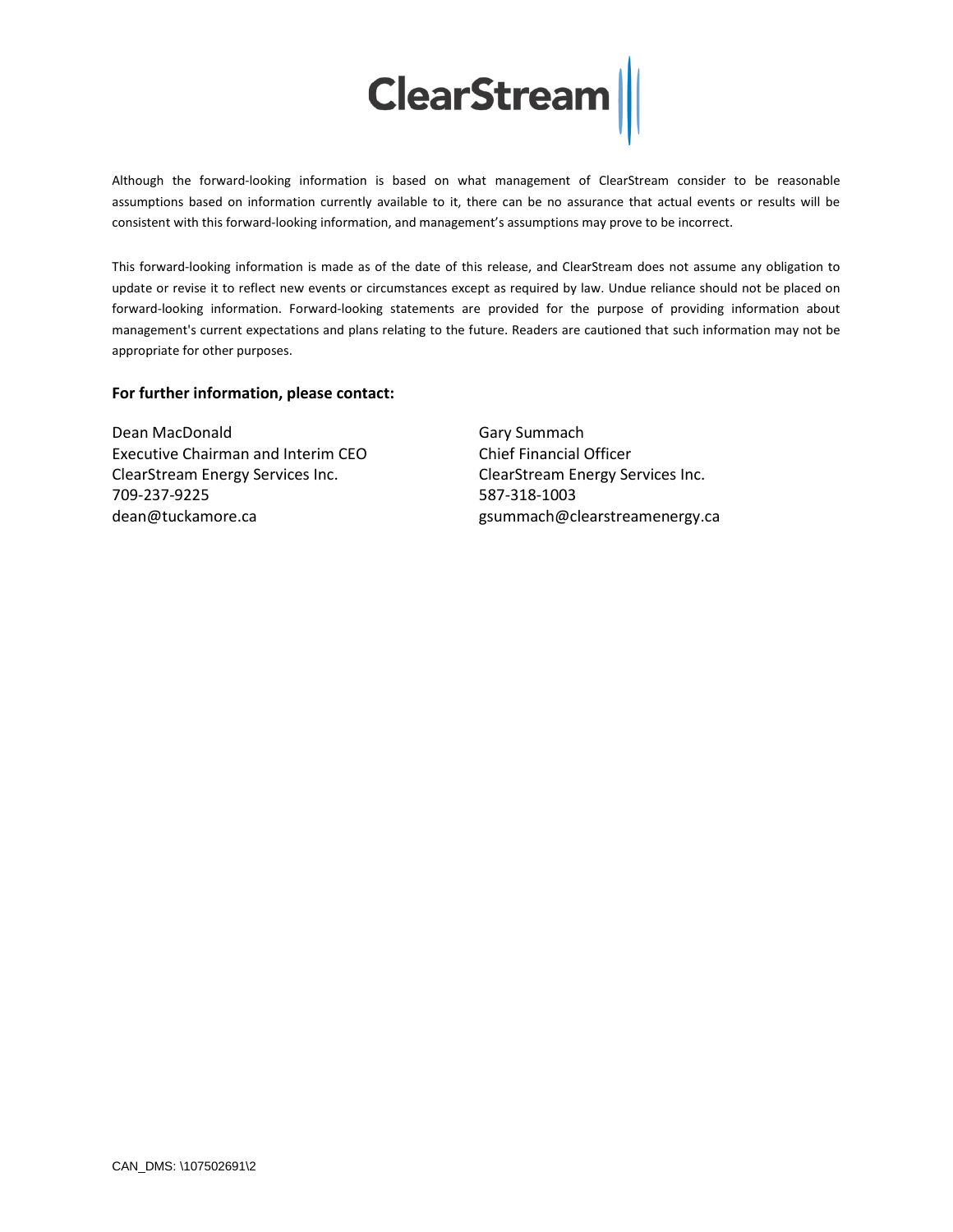Although the forward-looking information is based on what management of ClearStream consider to be reasonable assumptions based on information currently available to it, there can be no assurance that actual events or results will be consistent with this forward-looking information, and management's assumptions may prove to be incorrect.

This forward-looking information is made as of the date of this release, and ClearStream does not assume any obligation to update or revise it to reflect new events or circumstances except as required by law. Undue reliance should not be placed on forward-looking information. Forward-looking statements are provided for the purpose of providing information about management's current expectations and plans relating to the future. Readers are cautioned that such information may not be appropriate for other purposes.

**For further information, please contact:**

Dean MacDonald
Executive Chairman and Interim CEO
ClearStream Energy Services Inc.
709-237-9225
dean@tuckamore.ca

Gary Summach
Chief Financial Officer
ClearStream Energy Services Inc.
587-318-1003
gsummach@clearstreamenergy.ca

CAN_DMS: \107502691\2